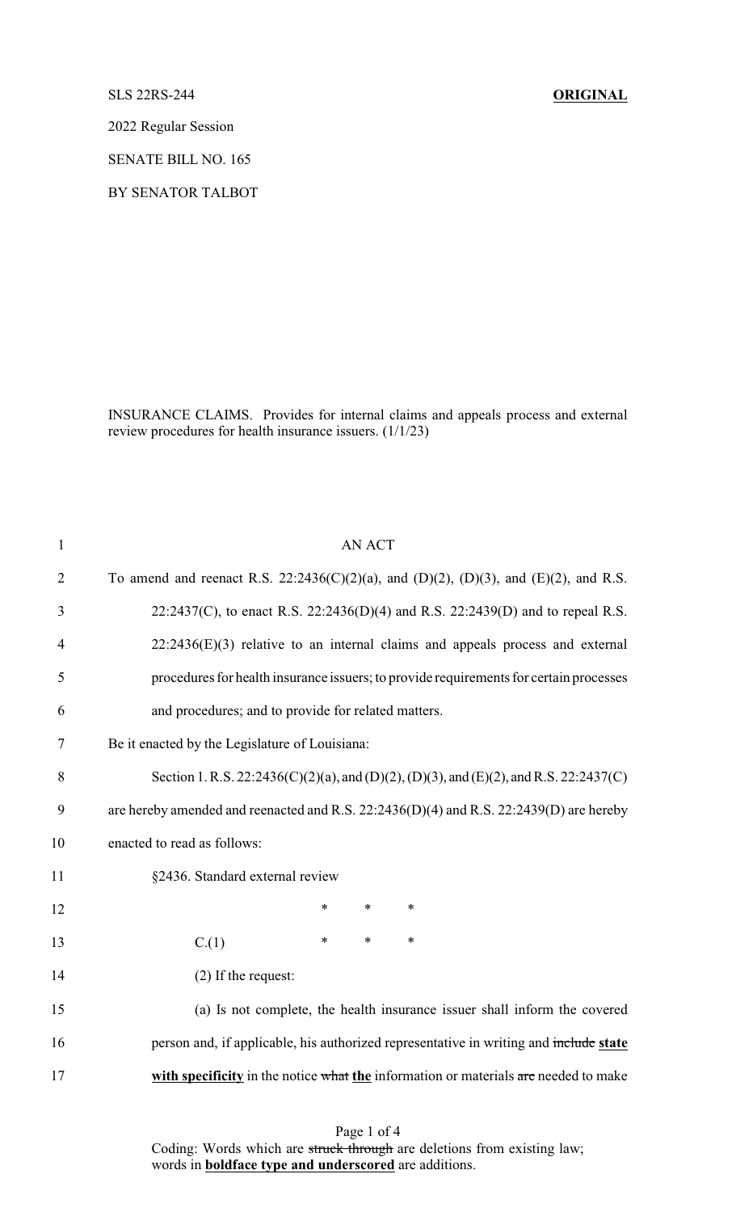SLS 22RS-244 **ORIGINAL**

2022 Regular Session

SENATE BILL NO. 165

BY SENATOR TALBOT

INSURANCE CLAIMS. Provides for internal claims and appeals process and external review procedures for health insurance issuers. (1/1/23)

AN ACT

To amend and reenact R.S. 22:2436(C)(2)(a), and (D)(2), (D)(3), and (E)(2), and R.S. 22:2437(C), to enact R.S. 22:2436(D)(4) and R.S. 22:2439(D) and to repeal R.S. 22:2436(E)(3) relative to an internal claims and appeals process and external procedures for health insurance issuers; to provide requirements for certain processes and procedures; and to provide for related matters.

Be it enacted by the Legislature of Louisiana:

Section 1. R.S. 22:2436(C)(2)(a), and (D)(2), (D)(3), and (E)(2), and R.S. 22:2437(C) are hereby amended and reenacted and R.S. 22:2436(D)(4) and R.S. 22:2439(D) are hereby enacted to read as follows:

§2436. Standard external review

\* \* \*

C.(1) \* \* \*

(2) If the request:

(a) Is not complete, the health insurance issuer shall inform the covered person and, if applicable, his authorized representative in writing and ~~include~~ **state with specificity** in the notice ~~what~~ **the** information or materials ~~are~~ needed to make

Coding: Words which are ~~struck through~~ are deletions from existing law; words in **boldface type and underscored** are additions.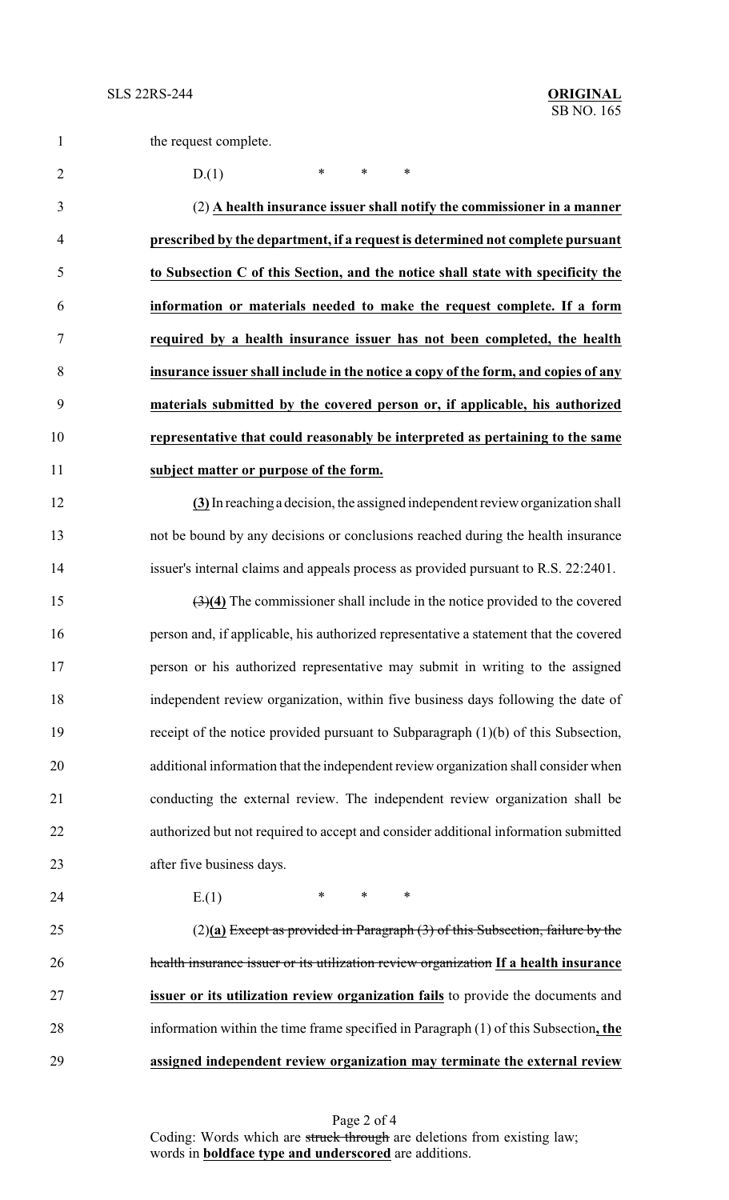the request complete.

D.(1) * * *

(2) **<u>A health insurance issuer shall notify the commissioner in a manner prescribed by the department, if a request is determined not complete pursuant to Subsection C of this Section, and the notice shall state with specificity the information or materials needed to make the request complete. If a form required by a health insurance issuer has not been completed, the health insurance issuer shall include in the notice a copy of the form, and copies of any materials submitted by the covered person or, if applicable, his authorized representative that could reasonably be interpreted as pertaining to the same subject matter or purpose of the form.</u>**

**<u>(3)</u>** In reaching a decision, the assigned independent review organization shall not be bound by any decisions or conclusions reached during the health insurance issuer's internal claims and appeals process as provided pursuant to R.S. 22:2401.

~~(3)~~**<u>(4)</u>** The commissioner shall include in the notice provided to the covered person and, if applicable, his authorized representative a statement that the covered person or his authorized representative may submit in writing to the assigned independent review organization, within five business days following the date of receipt of the notice provided pursuant to Subparagraph (1)(b) of this Subsection, additional information that the independent review organization shall consider when conducting the external review. The independent review organization shall be authorized but not required to accept and consider additional information submitted after five business days.

E.(1) * * *

(2)**<u>(a)</u>** ~~Except as provided in Paragraph (3) of this Subsection, failure by the health insurance issuer or its utilization review organization~~ **<u>If a health insurance issuer or its utilization review organization fails</u>** to provide the documents and information within the time frame specified in Paragraph (1) of this Subsection**<u>, the assigned independent review organization may terminate the external review</u>**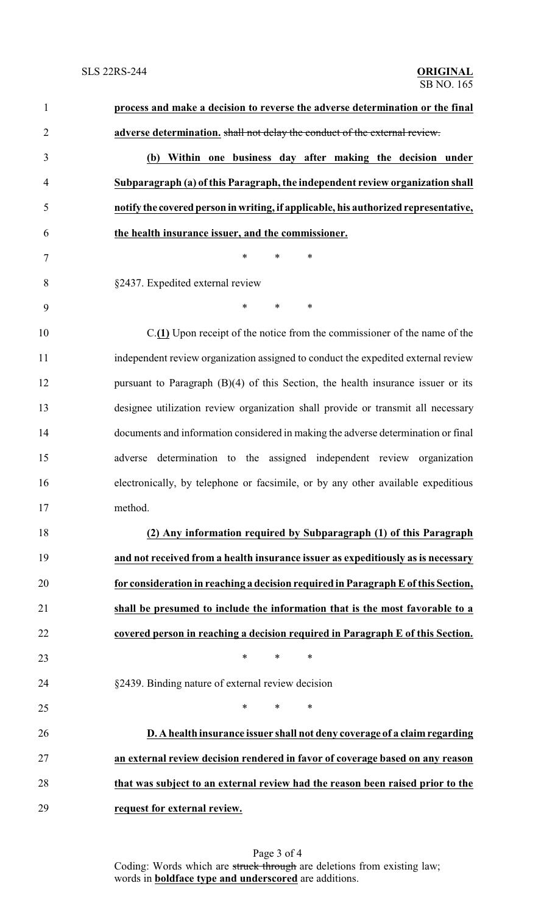**process and make a decision to reverse the adverse determination or the final adverse determination.** ~~shall not delay the conduct of the external review.~~

**(b) Within one business day after making the decision under Subparagraph (a) of this Paragraph, the independent review organization shall notify the covered person in writing, if applicable, his authorized representative, the health insurance issuer, and the commissioner.**

\* \* \*

§2437. Expedited external review

\* \* \*

C.**(1)** Upon receipt of the notice from the commissioner of the name of the independent review organization assigned to conduct the expedited external review pursuant to Paragraph (B)(4) of this Section, the health insurance issuer or its designee utilization review organization shall provide or transmit all necessary documents and information considered in making the adverse determination or final adverse determination to the assigned independent review organization electronically, by telephone or facsimile, or by any other available expeditious method.

**(2) Any information required by Subparagraph (1) of this Paragraph and not received from a health insurance issuer as expeditiously as is necessary for consideration in reaching a decision required in Paragraph E of this Section, shall be presumed to include the information that is the most favorable to a covered person in reaching a decision required in Paragraph E of this Section.**

\* \* \*

§2439. Binding nature of external review decision

\* \* \*

**D. A health insurance issuer shall not deny coverage of a claim regarding an external review decision rendered in favor of coverage based on any reason that was subject to an external review had the reason been raised prior to the request for external review.**

Coding: Words which are ~~struck through~~ are deletions from existing law; words in **boldface type and underscored** are additions.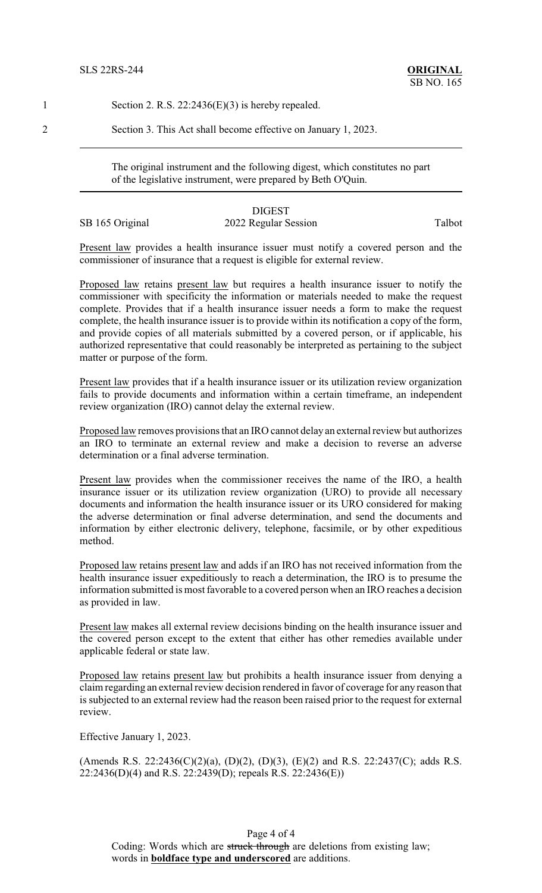Section 2. R.S. 22:2436(E)(3) is hereby repealed.

Section 3. This Act shall become effective on January 1, 2023.

The original instrument and the following digest, which constitutes no part of the legislative instrument, were prepared by Beth O'Quin.

DIGEST

SB 165 Original — 2022 Regular Session — Talbot

Present law provides a health insurance issuer must notify a covered person and the commissioner of insurance that a request is eligible for external review.

Proposed law retains present law but requires a health insurance issuer to notify the commissioner with specificity the information or materials needed to make the request complete. Provides that if a health insurance issuer needs a form to make the request complete, the health insurance issuer is to provide within its notification a copy of the form, and provide copies of all materials submitted by a covered person, or if applicable, his authorized representative that could reasonably be interpreted as pertaining to the subject matter or purpose of the form.

Present law provides that if a health insurance issuer or its utilization review organization fails to provide documents and information within a certain timeframe, an independent review organization (IRO) cannot delay the external review.

Proposed law removes provisions that an IRO cannot delay an external review but authorizes an IRO to terminate an external review and make a decision to reverse an adverse determination or a final adverse termination.

Present law provides when the commissioner receives the name of the IRO, a health insurance issuer or its utilization review organization (URO) to provide all necessary documents and information the health insurance issuer or its URO considered for making the adverse determination or final adverse determination, and send the documents and information by either electronic delivery, telephone, facsimile, or by other expeditious method.

Proposed law retains present law and adds if an IRO has not received information from the health insurance issuer expeditiously to reach a determination, the IRO is to presume the information submitted is most favorable to a covered person when an IRO reaches a decision as provided in law.

Present law makes all external review decisions binding on the health insurance issuer and the covered person except to the extent that either has other remedies available under applicable federal or state law.

Proposed law retains present law but prohibits a health insurance issuer from denying a claim regarding an external review decision rendered in favor of coverage for any reason that is subjected to an external review had the reason been raised prior to the request for external review.

Effective January 1, 2023.

(Amends R.S. 22:2436(C)(2)(a), (D)(2), (D)(3), (E)(2) and R.S. 22:2437(C); adds R.S. 22:2436(D)(4) and R.S. 22:2439(D); repeals R.S. 22:2436(E))

Coding: Words which are ~~struck through~~ are deletions from existing law; words in **boldface type and underscored** are additions.